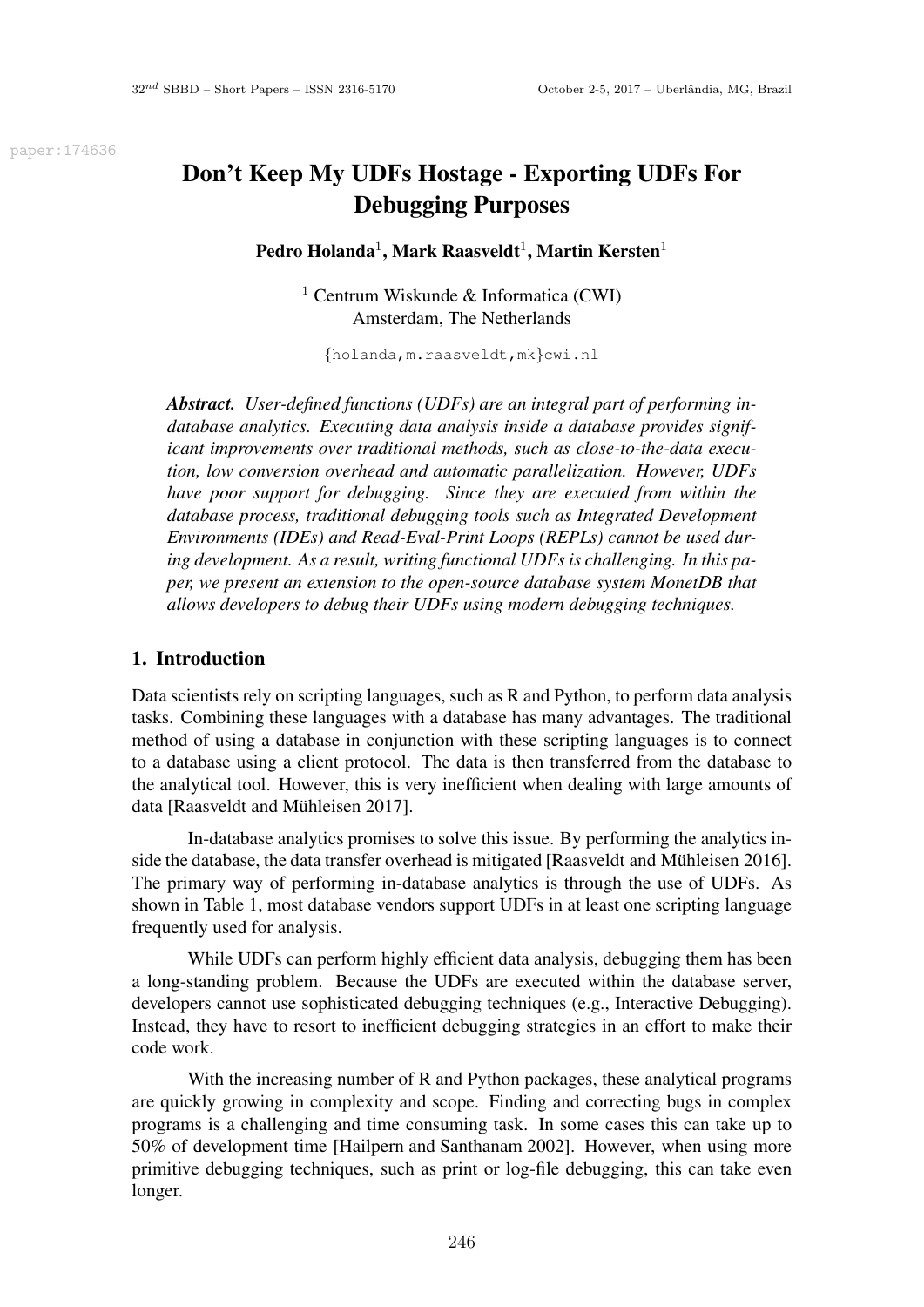# Don't Keep My UDFs Hostage - Exporting UDFs For Debugging Purposes

**Pedro Holanda[1], Mark Raasveldt[1], Martin Kersten[1]**

[1] Centrum Wiskunde & Informatica (CWI)
Amsterdam, The Netherlands

{holanda,m.raasveldt,mk}cwi.nl

***Abstract.*** *User-defined functions (UDFs) are an integral part of performing in-database analytics. Executing data analysis inside a database provides significant improvements over traditional methods, such as close-to-the-data execution, low conversion overhead and automatic parallelization. However, UDFs have poor support for debugging. Since they are executed from within the database process, traditional debugging tools such as Integrated Development Environments (IDEs) and Read-Eval-Print Loops (REPLs) cannot be used during development. As a result, writing functional UDFs is challenging. In this paper, we present an extension to the open-source database system MonetDB that allows developers to debug their UDFs using modern debugging techniques.*

## 1. Introduction

Data scientists rely on scripting languages, such as R and Python, to perform data analysis tasks. Combining these languages with a database has many advantages. The traditional method of using a database in conjunction with these scripting languages is to connect to a database using a client protocol. The data is then transferred from the database to the analytical tool. However, this is very inefficient when dealing with large amounts of data [Raasveldt and Mühleisen 2017].

In-database analytics promises to solve this issue. By performing the analytics inside the database, the data transfer overhead is mitigated [Raasveldt and Mühleisen 2016]. The primary way of performing in-database analytics is through the use of UDFs. As shown in Table 1, most database vendors support UDFs in at least one scripting language frequently used for analysis.

While UDFs can perform highly efficient data analysis, debugging them has been a long-standing problem. Because the UDFs are executed within the database server, developers cannot use sophisticated debugging techniques (e.g., Interactive Debugging). Instead, they have to resort to inefficient debugging strategies in an effort to make their code work.

With the increasing number of R and Python packages, these analytical programs are quickly growing in complexity and scope. Finding and correcting bugs in complex programs is a challenging and time consuming task. In some cases this can take up to 50% of development time [Hailpern and Santhanam 2002]. However, when using more primitive debugging techniques, such as print or log-file debugging, this can take even longer.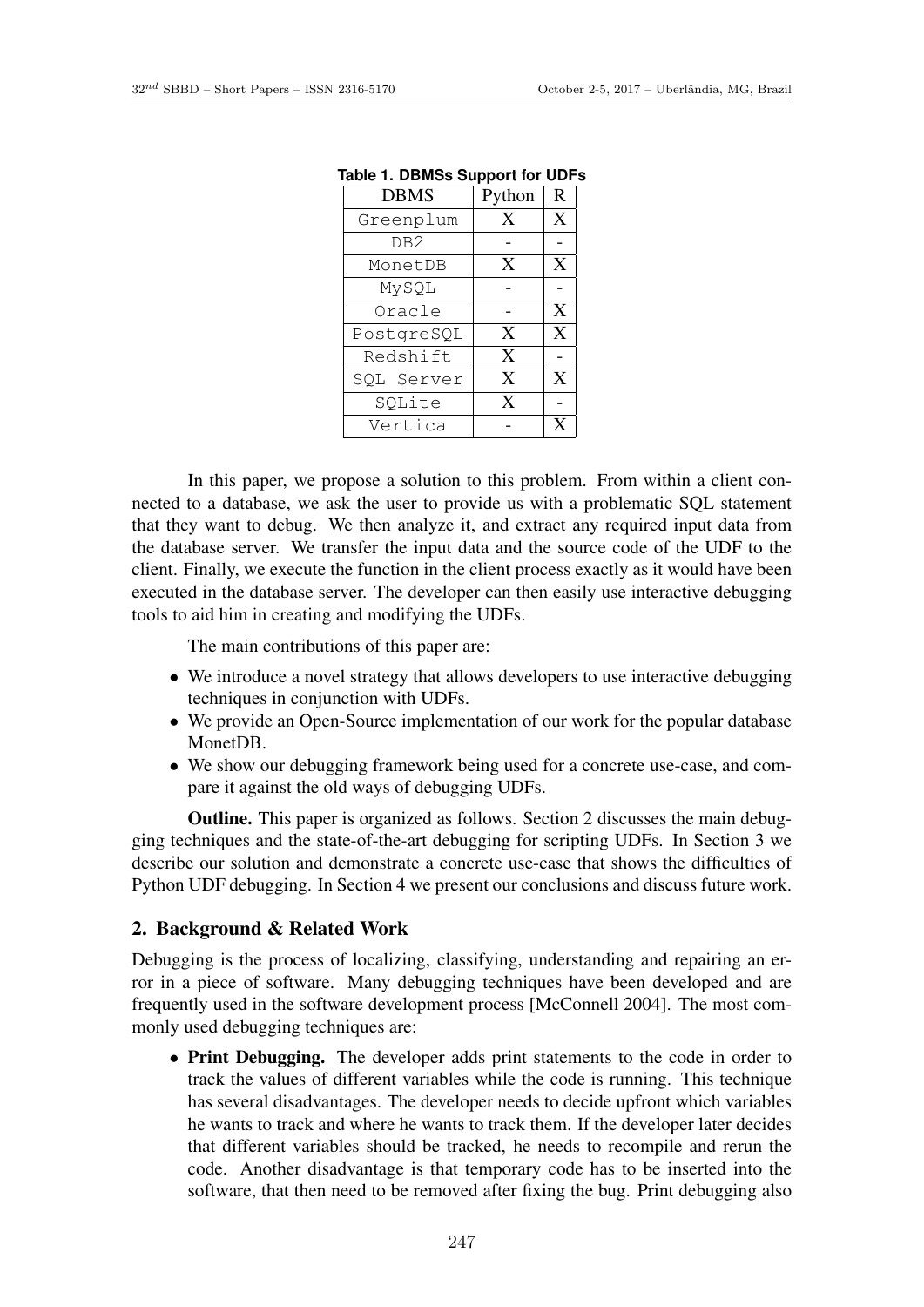**Table 1. DBMSs Support for UDFs**

| DBMS | Python | R |
|---|---|---|
| Greenplum | X | X |
| DB2 | - | - |
| MonetDB | X | X |
| MySQL | - | - |
| Oracle | - | X |
| PostgreSQL | X | X |
| Redshift | X | - |
| SQL Server | X | X |
| SQLite | X | - |
| Vertica | - | X |

In this paper, we propose a solution to this problem. From within a client connected to a database, we ask the user to provide us with a problematic SQL statement that they want to debug. We then analyze it, and extract any required input data from the database server. We transfer the input data and the source code of the UDF to the client. Finally, we execute the function in the client process exactly as it would have been executed in the database server. The developer can then easily use interactive debugging tools to aid him in creating and modifying the UDFs.

The main contributions of this paper are:

- We introduce a novel strategy that allows developers to use interactive debugging techniques in conjunction with UDFs.
- We provide an Open-Source implementation of our work for the popular database MonetDB.
- We show our debugging framework being used for a concrete use-case, and compare it against the old ways of debugging UDFs.

**Outline.** This paper is organized as follows. Section 2 discusses the main debugging techniques and the state-of-the-art debugging for scripting UDFs. In Section 3 we describe our solution and demonstrate a concrete use-case that shows the difficulties of Python UDF debugging. In Section 4 we present our conclusions and discuss future work.

## 2. Background & Related Work

Debugging is the process of localizing, classifying, understanding and repairing an error in a piece of software. Many debugging techniques have been developed and are frequently used in the software development process [McConnell 2004]. The most commonly used debugging techniques are:

- **Print Debugging.** The developer adds print statements to the code in order to track the values of different variables while the code is running. This technique has several disadvantages. The developer needs to decide upfront which variables he wants to track and where he wants to track them. If the developer later decides that different variables should be tracked, he needs to recompile and rerun the code. Another disadvantage is that temporary code has to be inserted into the software, that then need to be removed after fixing the bug. Print debugging also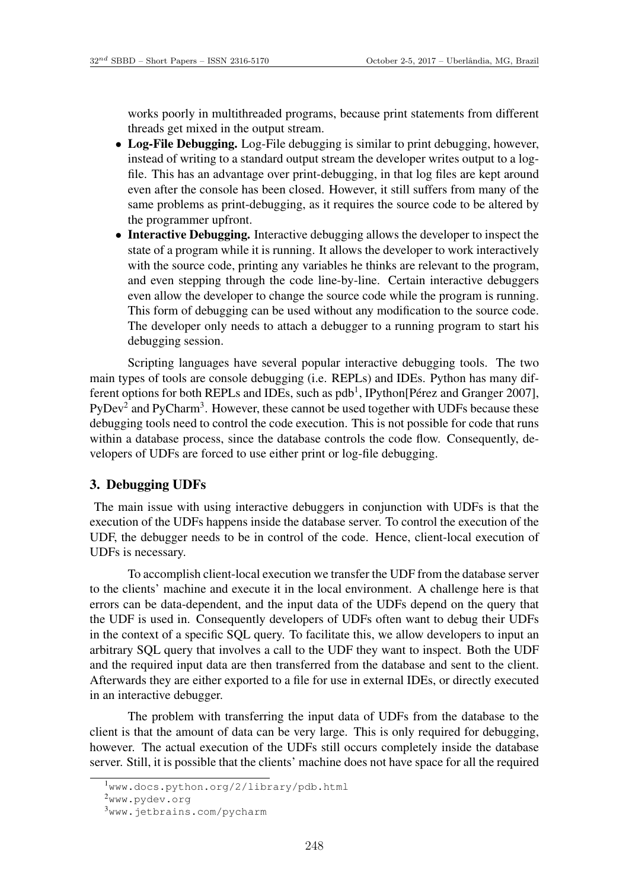works poorly in multithreaded programs, because print statements from different threads get mixed in the output stream.

- **Log-File Debugging.** Log-File debugging is similar to print debugging, however, instead of writing to a standard output stream the developer writes output to a log-file. This has an advantage over print-debugging, in that log files are kept around even after the console has been closed. However, it still suffers from many of the same problems as print-debugging, as it requires the source code to be altered by the programmer upfront.
- **Interactive Debugging.** Interactive debugging allows the developer to inspect the state of a program while it is running. It allows the developer to work interactively with the source code, printing any variables he thinks are relevant to the program, and even stepping through the code line-by-line. Certain interactive debuggers even allow the developer to change the source code while the program is running. This form of debugging can be used without any modification to the source code. The developer only needs to attach a debugger to a running program to start his debugging session.

Scripting languages have several popular interactive debugging tools. The two main types of tools are console debugging (i.e. REPLs) and IDEs. Python has many different options for both REPLs and IDEs, such as pdb[1], IPython[Pérez and Granger 2007], PyDev[2] and PyCharm[3]. However, these cannot be used together with UDFs because these debugging tools need to control the code execution. This is not possible for code that runs within a database process, since the database controls the code flow. Consequently, developers of UDFs are forced to use either print or log-file debugging.

## 3. Debugging UDFs

The main issue with using interactive debuggers in conjunction with UDFs is that the execution of the UDFs happens inside the database server. To control the execution of the UDF, the debugger needs to be in control of the code. Hence, client-local execution of UDFs is necessary.

To accomplish client-local execution we transfer the UDF from the database server to the clients' machine and execute it in the local environment. A challenge here is that errors can be data-dependent, and the input data of the UDFs depend on the query that the UDF is used in. Consequently developers of UDFs often want to debug their UDFs in the context of a specific SQL query. To facilitate this, we allow developers to input an arbitrary SQL query that involves a call to the UDF they want to inspect. Both the UDF and the required input data are then transferred from the database and sent to the client. Afterwards they are either exported to a file for use in external IDEs, or directly executed in an interactive debugger.

The problem with transferring the input data of UDFs from the database to the client is that the amount of data can be very large. This is only required for debugging, however. The actual execution of the UDFs still occurs completely inside the database server. Still, it is possible that the clients' machine does not have space for all the required

[1] www.docs.python.org/2/library/pdb.html

[2] www.pydev.org

[3] www.jetbrains.com/pycharm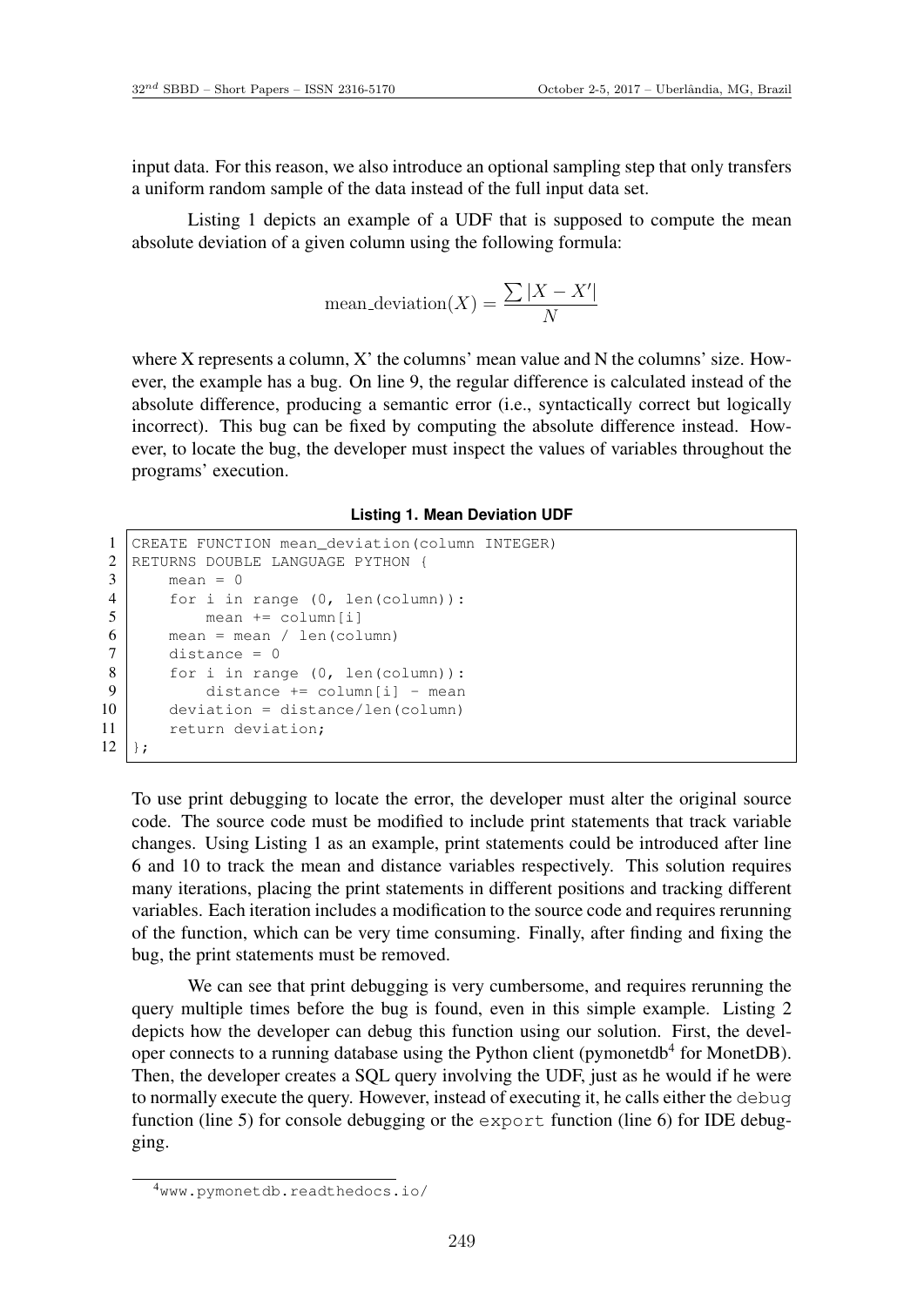input data. For this reason, we also introduce an optional sampling step that only transfers a uniform random sample of the data instead of the full input data set.

Listing 1 depicts an example of a UDF that is supposed to compute the mean absolute deviation of a given column using the following formula:

$$\text{mean\_deviation}(X) = \frac{\sum |X - X'|}{N}$$

where X represents a column, X' the columns' mean value and N the columns' size. However, the example has a bug. On line 9, the regular difference is calculated instead of the absolute difference, producing a semantic error (i.e., syntactically correct but logically incorrect). This bug can be fixed by computing the absolute difference instead. However, to locate the bug, the developer must inspect the values of variables throughout the programs' execution.

**Listing 1. Mean Deviation UDF**

```
1  CREATE FUNCTION mean_deviation(column INTEGER)
2  RETURNS DOUBLE LANGUAGE PYTHON {
3      mean = 0
4      for i in range (0, len(column)):
5          mean += column[i]
6      mean = mean / len(column)
7      distance = 0
8      for i in range (0, len(column)):
9          distance += column[i] - mean
10     deviation = distance/len(column)
11     return deviation;
12 };
```

To use print debugging to locate the error, the developer must alter the original source code. The source code must be modified to include print statements that track variable changes. Using Listing 1 as an example, print statements could be introduced after line 6 and 10 to track the mean and distance variables respectively. This solution requires many iterations, placing the print statements in different positions and tracking different variables. Each iteration includes a modification to the source code and requires rerunning of the function, which can be very time consuming. Finally, after finding and fixing the bug, the print statements must be removed.

We can see that print debugging is very cumbersome, and requires rerunning the query multiple times before the bug is found, even in this simple example. Listing 2 depicts how the developer can debug this function using our solution. First, the developer connects to a running database using the Python client (pymonetdb[4] for MonetDB). Then, the developer creates a SQL query involving the UDF, just as he would if he were to normally execute the query. However, instead of executing it, he calls either the `debug` function (line 5) for console debugging or the `export` function (line 6) for IDE debugging.

[4] www.pymonetdb.readthedocs.io/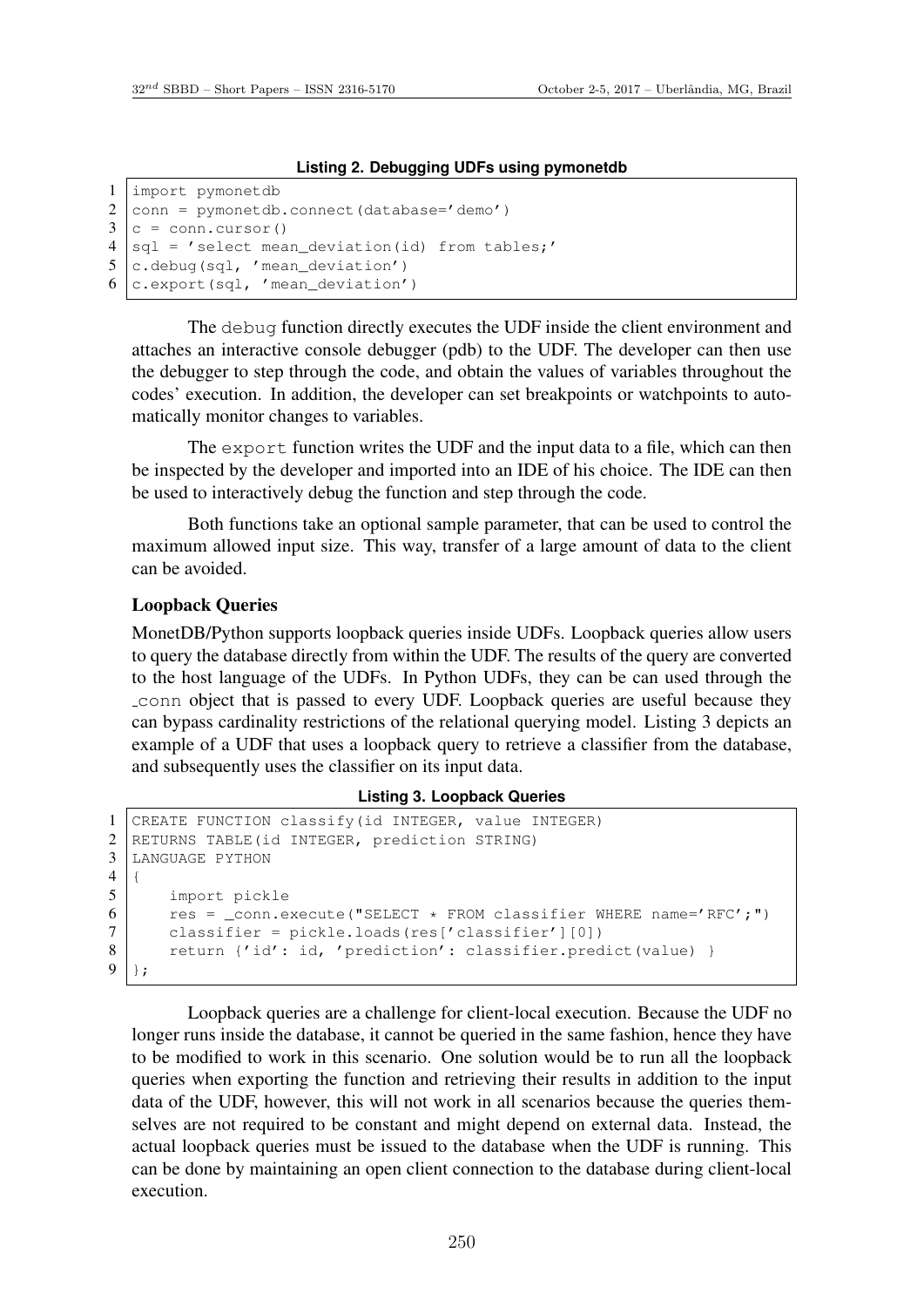**Listing 2. Debugging UDFs using pymonetdb**

```
import pymonetdb
conn = pymonetdb.connect(database='demo')
c = conn.cursor()
sql = 'select mean_deviation(id) from tables;'
c.debug(sql, 'mean_deviation')
c.export(sql, 'mean_deviation')
```

The `debug` function directly executes the UDF inside the client environment and attaches an interactive console debugger (pdb) to the UDF. The developer can then use the debugger to step through the code, and obtain the values of variables throughout the codes' execution. In addition, the developer can set breakpoints or watchpoints to automatically monitor changes to variables.

The `export` function writes the UDF and the input data to a file, which can then be inspected by the developer and imported into an IDE of his choice. The IDE can then be used to interactively debug the function and step through the code.

Both functions take an optional sample parameter, that can be used to control the maximum allowed input size. This way, transfer of a large amount of data to the client can be avoided.

### Loopback Queries

MonetDB/Python supports loopback queries inside UDFs. Loopback queries allow users to query the database directly from within the UDF. The results of the query are converted to the host language of the UDFs. In Python UDFs, they can be can used through the `_conn` object that is passed to every UDF. Loopback queries are useful because they can bypass cardinality restrictions of the relational querying model. Listing 3 depicts an example of a UDF that uses a loopback query to retrieve a classifier from the database, and subsequently uses the classifier on its input data.

**Listing 3. Loopback Queries**

```
CREATE FUNCTION classify(id INTEGER, value INTEGER)
RETURNS TABLE(id INTEGER, prediction STRING)
LANGUAGE PYTHON
{
    import pickle
    res = _conn.execute("SELECT * FROM classifier WHERE name='RFC';")
    classifier = pickle.loads(res['classifier'][0])
    return {'id': id, 'prediction': classifier.predict(value) }
};
```

Loopback queries are a challenge for client-local execution. Because the UDF no longer runs inside the database, it cannot be queried in the same fashion, hence they have to be modified to work in this scenario. One solution would be to run all the loopback queries when exporting the function and retrieving their results in addition to the input data of the UDF, however, this will not work in all scenarios because the queries themselves are not required to be constant and might depend on external data. Instead, the actual loopback queries must be issued to the database when the UDF is running. This can be done by maintaining an open client connection to the database during client-local execution.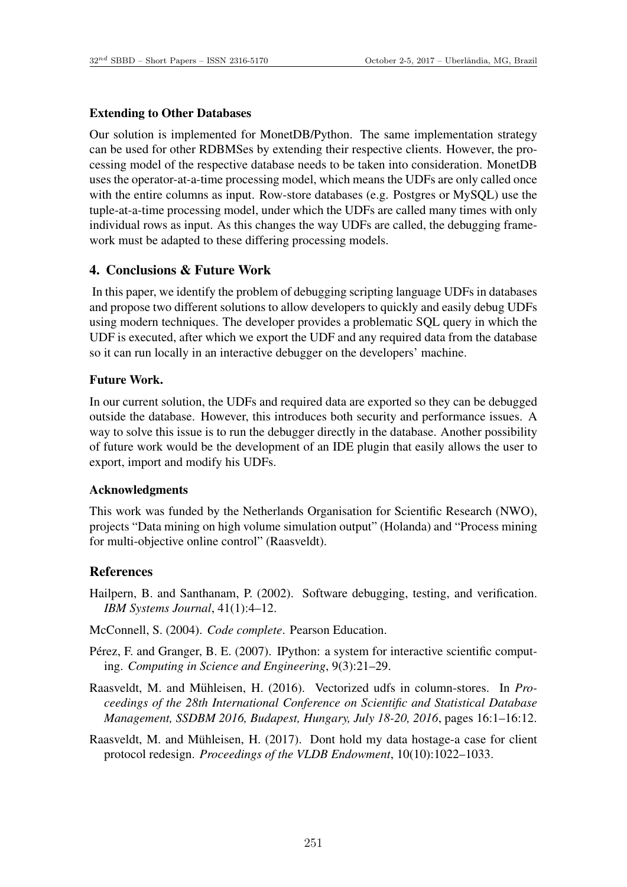**Extending to Other Databases**

Our solution is implemented for MonetDB/Python. The same implementation strategy can be used for other RDBMSes by extending their respective clients. However, the processing model of the respective database needs to be taken into consideration. MonetDB uses the operator-at-a-time processing model, which means the UDFs are only called once with the entire columns as input. Row-store databases (e.g. Postgres or MySQL) use the tuple-at-a-time processing model, under which the UDFs are called many times with only individual rows as input. As this changes the way UDFs are called, the debugging framework must be adapted to these differing processing models.

## 4. Conclusions & Future Work

In this paper, we identify the problem of debugging scripting language UDFs in databases and propose two different solutions to allow developers to quickly and easily debug UDFs using modern techniques. The developer provides a problematic SQL query in which the UDF is executed, after which we export the UDF and any required data from the database so it can run locally in an interactive debugger on the developers' machine.

**Future Work.**

In our current solution, the UDFs and required data are exported so they can be debugged outside the database. However, this introduces both security and performance issues. A way to solve this issue is to run the debugger directly in the database. Another possibility of future work would be the development of an IDE plugin that easily allows the user to export, import and modify his UDFs.

**Acknowledgments**

This work was funded by the Netherlands Organisation for Scientific Research (NWO), projects "Data mining on high volume simulation output" (Holanda) and "Process mining for multi-objective online control" (Raasveldt).

## References

Hailpern, B. and Santhanam, P. (2002). Software debugging, testing, and verification. *IBM Systems Journal*, 41(1):4–12.

McConnell, S. (2004). *Code complete*. Pearson Education.

Pérez, F. and Granger, B. E. (2007). IPython: a system for interactive scientific computing. *Computing in Science and Engineering*, 9(3):21–29.

Raasveldt, M. and Mühleisen, H. (2016). Vectorized udfs in column-stores. In *Proceedings of the 28th International Conference on Scientific and Statistical Database Management, SSDBM 2016, Budapest, Hungary, July 18-20, 2016*, pages 16:1–16:12.

Raasveldt, M. and Mühleisen, H. (2017). Dont hold my data hostage-a case for client protocol redesign. *Proceedings of the VLDB Endowment*, 10(10):1022–1033.